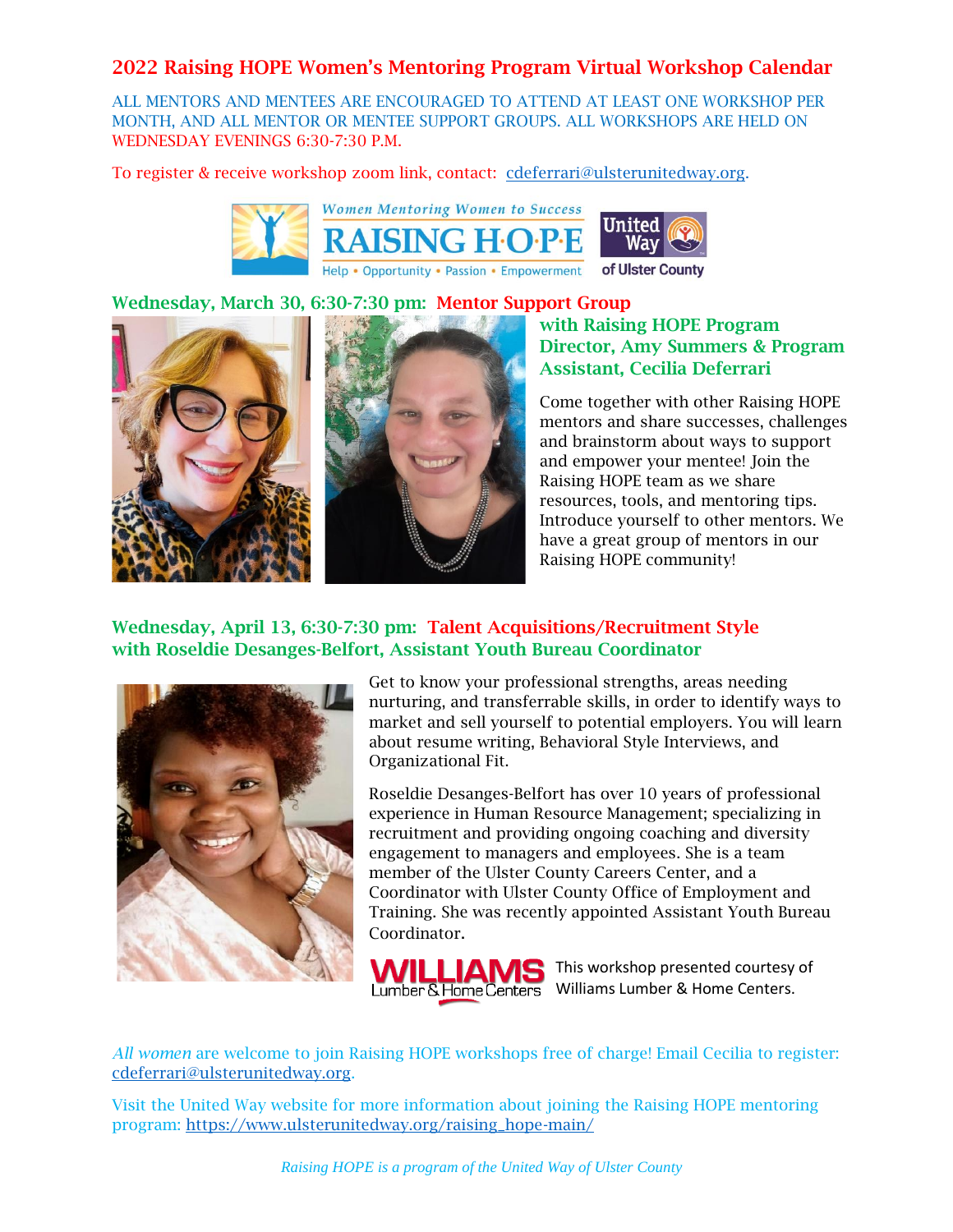# 2022 Raising HOPE Women's Mentoring Program Virtual Workshop Calendar

ALL MENTORS AND MENTEES ARE ENCOURAGED TO ATTEND AT LEAST ONE WORKSHOP PER MONTH, AND ALL MENTOR OR MENTEE SUPPORT GROUPS. ALL WORKSHOPS ARE HELD ON WEDNESDAY EVENINGS 6:30-7:30 P.M.

To register & receive workshop zoom link, contact: cdeferrari@ulsterunitedway.org.

Women Mentoring Women to Success
RAISING HOPE
Help • Opportunity • Passion • Empowerment

United Way of Ulster County

## Wednesday, March 30, 6:30-7:30 pm: Mentor Support Group with Raising HOPE Program Director, Amy Summers & Program Assistant, Cecilia Deferrari

Come together with other Raising HOPE mentors and share successes, challenges and brainstorm about ways to support and empower your mentee! Join the Raising HOPE team as we share resources, tools, and mentoring tips. Introduce yourself to other mentors. We have a great group of mentors in our Raising HOPE community!

## Wednesday, April 13, 6:30-7:30 pm: Talent Acquisitions/Recruitment Style with Roseldie Desanges-Belfort, Assistant Youth Bureau Coordinator

Get to know your professional strengths, areas needing nurturing, and transferrable skills, in order to identify ways to market and sell yourself to potential employers. You will learn about resume writing, Behavioral Style Interviews, and Organizational Fit.

Roseldie Desanges-Belfort has over 10 years of professional experience in Human Resource Management; specializing in recruitment and providing ongoing coaching and diversity engagement to managers and employees. She is a team member of the Ulster County Careers Center, and a Coordinator with Ulster County Office of Employment and Training. She was recently appointed Assistant Youth Bureau Coordinator.

WILLIAMS Lumber & Home Centers — This workshop presented courtesy of Williams Lumber & Home Centers.

*All women* are welcome to join Raising HOPE workshops free of charge! Email Cecilia to register: cdeferrari@ulsterunitedway.org.

Visit the United Way website for more information about joining the Raising HOPE mentoring program: https://www.ulsterunitedway.org/raising_hope-main/

*Raising HOPE is a program of the United Way of Ulster County*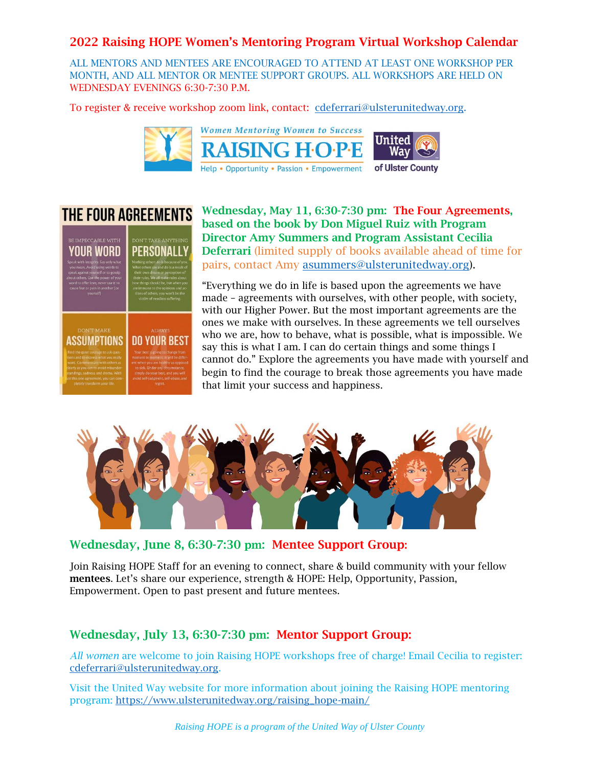# 2022 Raising HOPE Women's Mentoring Program Virtual Workshop Calendar

ALL MENTORS AND MENTEES ARE ENCOURAGED TO ATTEND AT LEAST ONE WORKSHOP PER MONTH, AND ALL MENTOR OR MENTEE SUPPORT GROUPS. ALL WORKSHOPS ARE HELD ON WEDNESDAY EVENINGS 6:30-7:30 P.M.

To register & receive workshop zoom link, contact: cdeferrari@ulsterunitedway.org.

Women Mentoring Women to Success
RAISING HOPE
Help • Opportunity • Passion • Empowerment

United Way of Ulster County

**Wednesday, May 11, 6:30-7:30 pm: The Four Agreements, based on the book by Don Miguel Ruiz with Program Director Amy Summers and Program Assistant Cecilia Deferrari** (limited supply of books available ahead of time for pairs, contact Amy asummers@ulsterunitedway.org).

"Everything we do in life is based upon the agreements we have made – agreements with ourselves, with other people, with society, with our Higher Power. But the most important agreements are the ones we make with ourselves. In these agreements we tell ourselves who we are, how to behave, what is possible, what is impossible. We say this is what I am. I can do certain things and some things I cannot do." Explore the agreements you have made with yourself and begin to find the courage to break those agreements you have made that limit your success and happiness.

## Wednesday, June 8, 6:30-7:30 pm: Mentee Support Group:

Join Raising HOPE Staff for an evening to connect, share & build community with your fellow **mentees**. Let's share our experience, strength & HOPE: Help, Opportunity, Passion, Empowerment. Open to past present and future mentees.

## Wednesday, July 13, 6:30-7:30 pm: Mentor Support Group:

*All women* are welcome to join Raising HOPE workshops free of charge! Email Cecilia to register: cdeferrari@ulsterunitedway.org.

Visit the United Way website for more information about joining the Raising HOPE mentoring program: https://www.ulsterunitedway.org/raising_hope-main/

*Raising HOPE is a program of the United Way of Ulster County*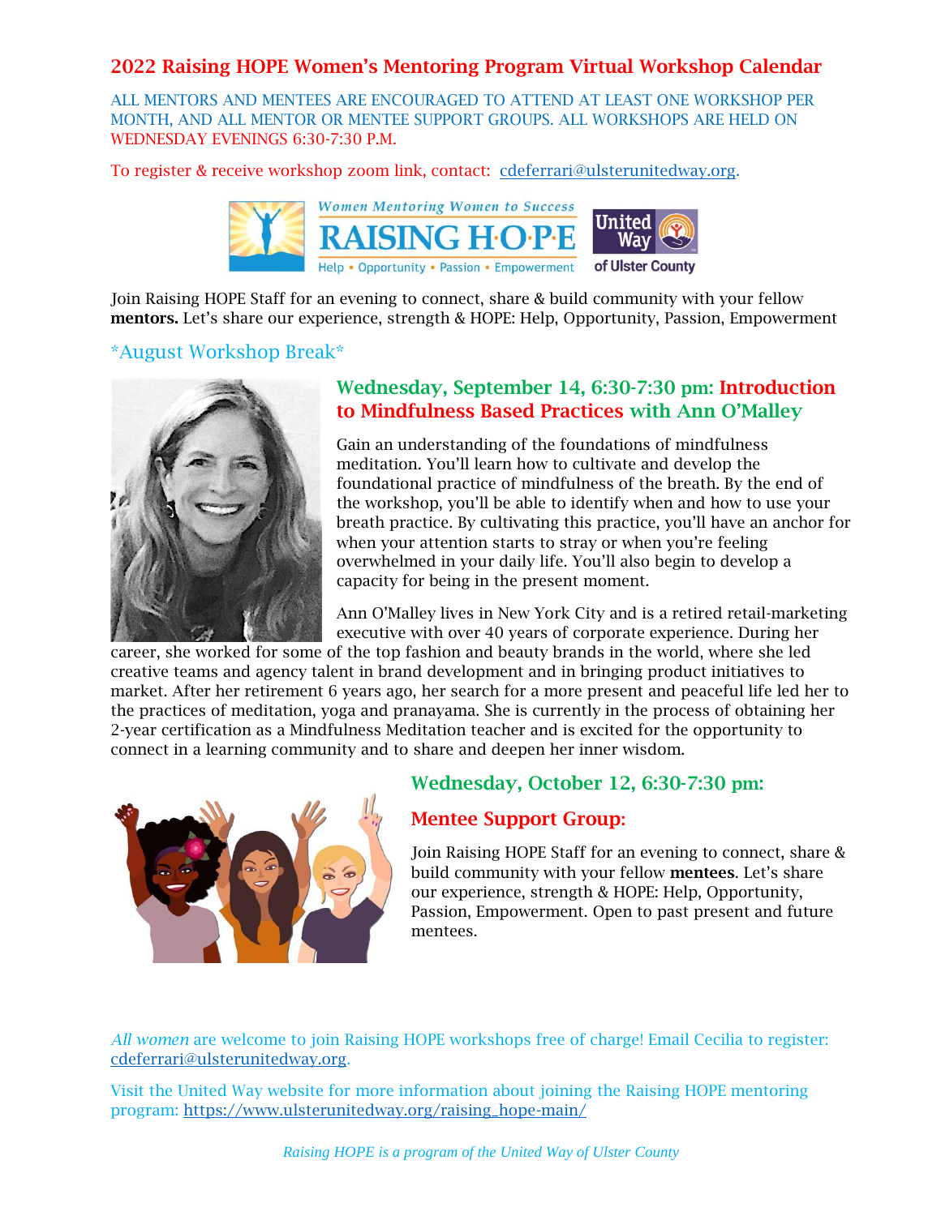## 2022 Raising HOPE Women's Mentoring Program Virtual Workshop Calendar

ALL MENTORS AND MENTEES ARE ENCOURAGED TO ATTEND AT LEAST ONE WORKSHOP PER MONTH, AND ALL MENTOR OR MENTEE SUPPORT GROUPS. ALL WORKSHOPS ARE HELD ON WEDNESDAY EVENINGS 6:30-7:30 P.M.

To register & receive workshop zoom link, contact: cdeferrari@ulsterunitedway.org.

Join Raising HOPE Staff for an evening to connect, share & build community with your fellow **mentors.** Let's share our experience, strength & HOPE: Help, Opportunity, Passion, Empowerment

*August Workshop Break*

### Wednesday, September 14, 6:30-7:30 pm: Introduction to Mindfulness Based Practices with Ann O'Malley

Gain an understanding of the foundations of mindfulness meditation. You'll learn how to cultivate and develop the foundational practice of mindfulness of the breath. By the end of the workshop, you'll be able to identify when and how to use your breath practice. By cultivating this practice, you'll have an anchor for when your attention starts to stray or when you're feeling overwhelmed in your daily life. You'll also begin to develop a capacity for being in the present moment.

Ann O'Malley lives in New York City and is a retired retail-marketing executive with over 40 years of corporate experience. During her career, she worked for some of the top fashion and beauty brands in the world, where she led creative teams and agency talent in brand development and in bringing product initiatives to market. After her retirement 6 years ago, her search for a more present and peaceful life led her to the practices of meditation, yoga and pranayama. She is currently in the process of obtaining her 2-year certification as a Mindfulness Meditation teacher and is excited for the opportunity to connect in a learning community and to share and deepen her inner wisdom.

### Wednesday, October 12, 6:30-7:30 pm:

### Mentee Support Group:

Join Raising HOPE Staff for an evening to connect, share & build community with your fellow **mentees**. Let's share our experience, strength & HOPE: Help, Opportunity, Passion, Empowerment. Open to past present and future mentees.

*All women* are welcome to join Raising HOPE workshops free of charge! Email Cecilia to register: cdeferrari@ulsterunitedway.org.

Visit the United Way website for more information about joining the Raising HOPE mentoring program: https://www.ulsterunitedway.org/raising_hope-main/

*Raising HOPE is a program of the United Way of Ulster County*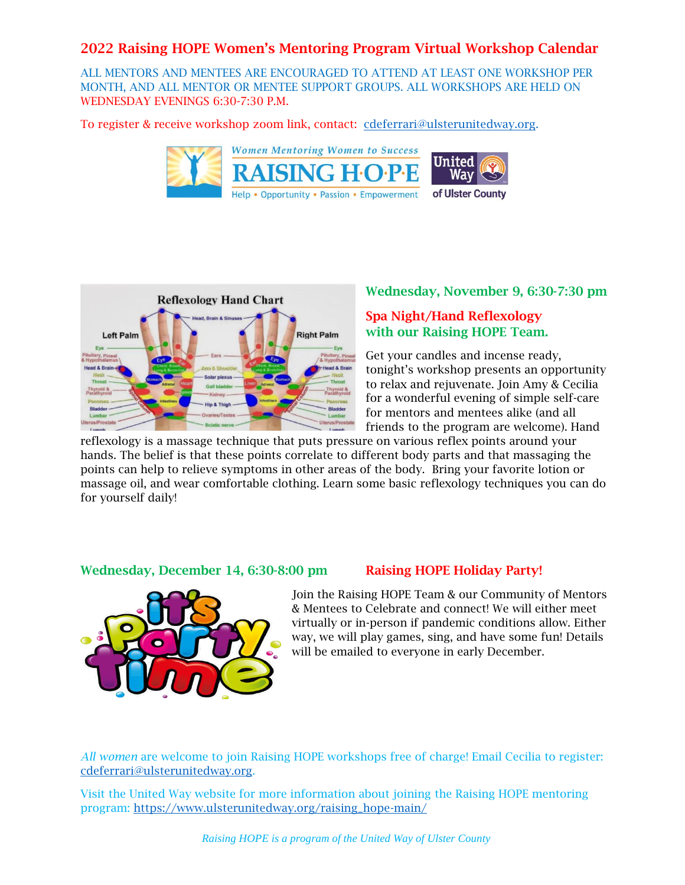## 2022 Raising HOPE Women's Mentoring Program Virtual Workshop Calendar

ALL MENTORS AND MENTEES ARE ENCOURAGED TO ATTEND AT LEAST ONE WORKSHOP PER MONTH, AND ALL MENTOR OR MENTEE SUPPORT GROUPS. ALL WORKSHOPS ARE HELD ON WEDNESDAY EVENINGS 6:30-7:30 P.M.

To register & receive workshop zoom link, contact: cdeferrari@ulsterunitedway.org.

### Wednesday, November 9, 6:30-7:30 pm

### Spa Night/Hand Reflexology with our Raising HOPE Team.

Get your candles and incense ready, tonight's workshop presents an opportunity to relax and rejuvenate. Join Amy & Cecilia for a wonderful evening of simple self-care for mentors and mentees alike (and all friends to the program are welcome). Hand reflexology is a massage technique that puts pressure on various reflex points around your hands. The belief is that these points correlate to different body parts and that massaging the points can help to relieve symptoms in other areas of the body. Bring your favorite lotion or massage oil, and wear comfortable clothing. Learn some basic reflexology techniques you can do for yourself daily!

### Wednesday, December 14, 6:30-8:00 pm

### Raising HOPE Holiday Party!

Join the Raising HOPE Team & our Community of Mentors & Mentees to Celebrate and connect! We will either meet virtually or in-person if pandemic conditions allow. Either way, we will play games, sing, and have some fun! Details will be emailed to everyone in early December.

*All women* are welcome to join Raising HOPE workshops free of charge! Email Cecilia to register: cdeferrari@ulsterunitedway.org.

Visit the United Way website for more information about joining the Raising HOPE mentoring program: https://www.ulsterunitedway.org/raising_hope-main/

*Raising HOPE is a program of the United Way of Ulster County*